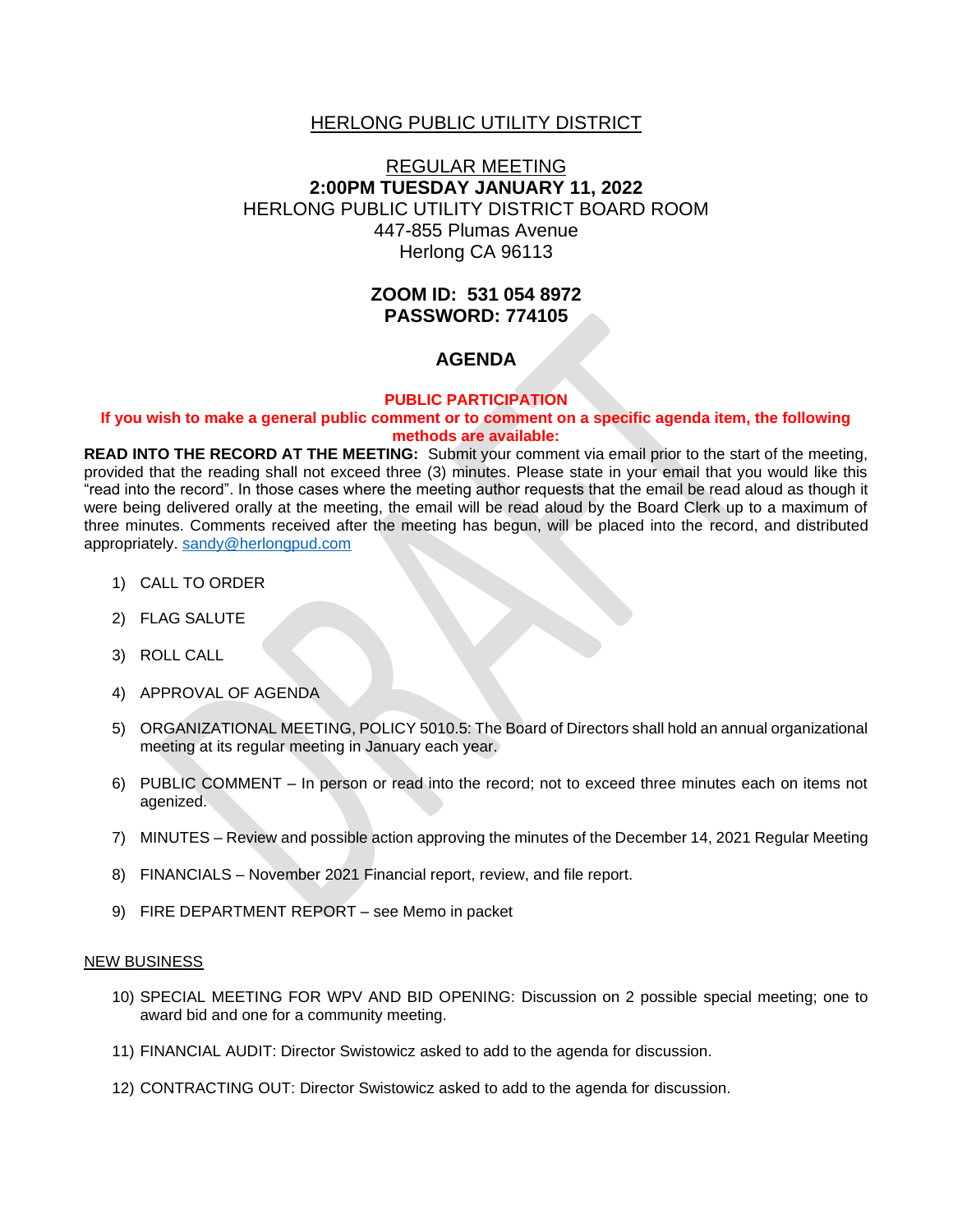# HERLONG PUBLIC UTILITY DISTRICT

## REGULAR MEETING

**2:00PM TUESDAY JANUARY 11, 2022**

HERLONG PUBLIC UTILITY DISTRICT BOARD ROOM
447-855 Plumas Avenue
Herlong CA 96113

**ZOOM ID: 531 054 8972**
**PASSWORD: 774105**

## AGENDA

**PUBLIC PARTICIPATION**

**If you wish to make a general public comment or to comment on a specific agenda item, the following methods are available:**

**READ INTO THE RECORD AT THE MEETING:** Submit your comment via email prior to the start of the meeting, provided that the reading shall not exceed three (3) minutes. Please state in your email that you would like this "read into the record". In those cases where the meeting author requests that the email be read aloud as though it were being delivered orally at the meeting, the email will be read aloud by the Board Clerk up to a maximum of three minutes. Comments received after the meeting has begun, will be placed into the record, and distributed appropriately. sandy@herlongpud.com

1) CALL TO ORDER

2) FLAG SALUTE

3) ROLL CALL

4) APPROVAL OF AGENDA

5) ORGANIZATIONAL MEETING, POLICY 5010.5: The Board of Directors shall hold an annual organizational meeting at its regular meeting in January each year.

6) PUBLIC COMMENT – In person or read into the record; not to exceed three minutes each on items not agenized.

7) MINUTES – Review and possible action approving the minutes of the December 14, 2021 Regular Meeting

8) FINANCIALS – November 2021 Financial report, review, and file report.

9) FIRE DEPARTMENT REPORT – see Memo in packet

NEW BUSINESS

10) SPECIAL MEETING FOR WPV AND BID OPENING: Discussion on 2 possible special meeting; one to award bid and one for a community meeting.

11) FINANCIAL AUDIT: Director Swistowicz asked to add to the agenda for discussion.

12) CONTRACTING OUT: Director Swistowicz asked to add to the agenda for discussion.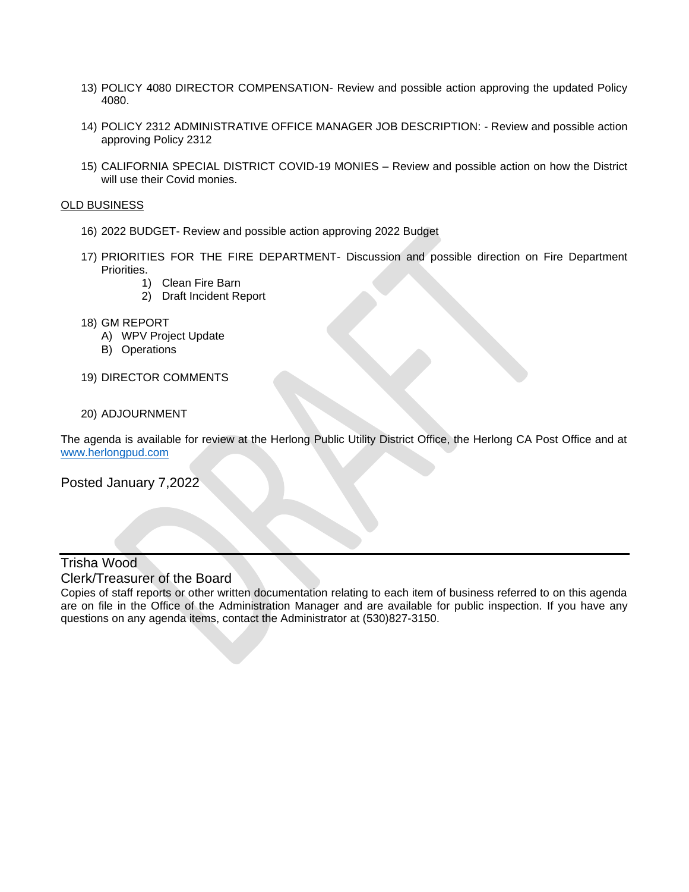13) POLICY 4080 DIRECTOR COMPENSATION- Review and possible action approving the updated Policy 4080.

14) POLICY 2312 ADMINISTRATIVE OFFICE MANAGER JOB DESCRIPTION: - Review and possible action approving Policy 2312

15) CALIFORNIA SPECIAL DISTRICT COVID-19 MONIES – Review and possible action on how the District will use their Covid monies.

OLD BUSINESS

16) 2022 BUDGET- Review and possible action approving 2022 Budget

17) PRIORITIES FOR THE FIRE DEPARTMENT- Discussion and possible direction on Fire Department Priorities.
    1) Clean Fire Barn
    2) Draft Incident Report

18) GM REPORT
    A) WPV Project Update
    B) Operations

19) DIRECTOR COMMENTS

20) ADJOURNMENT

The agenda is available for review at the Herlong Public Utility District Office, the Herlong CA Post Office and at www.herlongpud.com

Posted January 7,2022

---

Trisha Wood
Clerk/Treasurer of the Board

Copies of staff reports or other written documentation relating to each item of business referred to on this agenda are on file in the Office of the Administration Manager and are available for public inspection. If you have any questions on any agenda items, contact the Administrator at (530)827-3150.